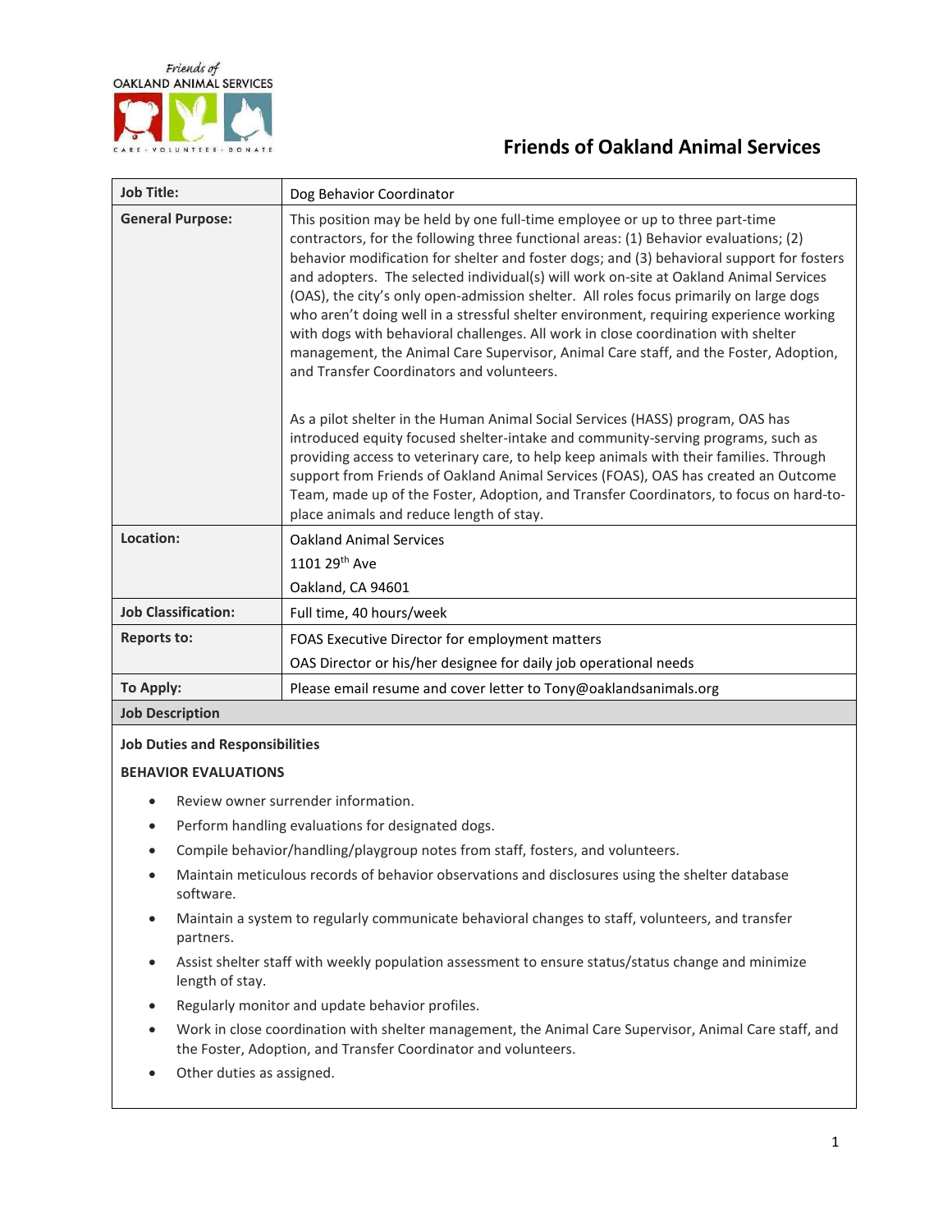Friends of
OAKLAND ANIMAL SERVICES
CARE · VOLUNTEER · DONATE

# Friends of Oakland Animal Services

| **Job Title:** | Dog Behavior Coordinator |
|---|---|
| **General Purpose:** | This position may be held by one full-time employee or up to three part-time contractors, for the following three functional areas: (1) Behavior evaluations; (2) behavior modification for shelter and foster dogs; and (3) behavioral support for fosters and adopters. The selected individual(s) will work on-site at Oakland Animal Services (OAS), the city's only open-admission shelter. All roles focus primarily on large dogs who aren't doing well in a stressful shelter environment, requiring experience working with dogs with behavioral challenges. All work in close coordination with shelter management, the Animal Care Supervisor, Animal Care staff, and the Foster, Adoption, and Transfer Coordinators and volunteers.<br><br>As a pilot shelter in the Human Animal Social Services (HASS) program, OAS has introduced equity focused shelter-intake and community-serving programs, such as providing access to veterinary care, to help keep animals with their families. Through support from Friends of Oakland Animal Services (FOAS), OAS has created an Outcome Team, made up of the Foster, Adoption, and Transfer Coordinators, to focus on hard-to-place animals and reduce length of stay. |
| **Location:** | Oakland Animal Services<br>1101 29th Ave<br>Oakland, CA 94601 |
| **Job Classification:** | Full time, 40 hours/week |
| **Reports to:** | FOAS Executive Director for employment matters<br>OAS Director or his/her designee for daily job operational needs |
| **To Apply:** | Please email resume and cover letter to Tony@oaklandsanimals.org |

## Job Description

### Job Duties and Responsibilities

**BEHAVIOR EVALUATIONS**

- Review owner surrender information.
- Perform handling evaluations for designated dogs.
- Compile behavior/handling/playgroup notes from staff, fosters, and volunteers.
- Maintain meticulous records of behavior observations and disclosures using the shelter database software.
- Maintain a system to regularly communicate behavioral changes to staff, volunteers, and transfer partners.
- Assist shelter staff with weekly population assessment to ensure status/status change and minimize length of stay.
- Regularly monitor and update behavior profiles.
- Work in close coordination with shelter management, the Animal Care Supervisor, Animal Care staff, and the Foster, Adoption, and Transfer Coordinator and volunteers.
- Other duties as assigned.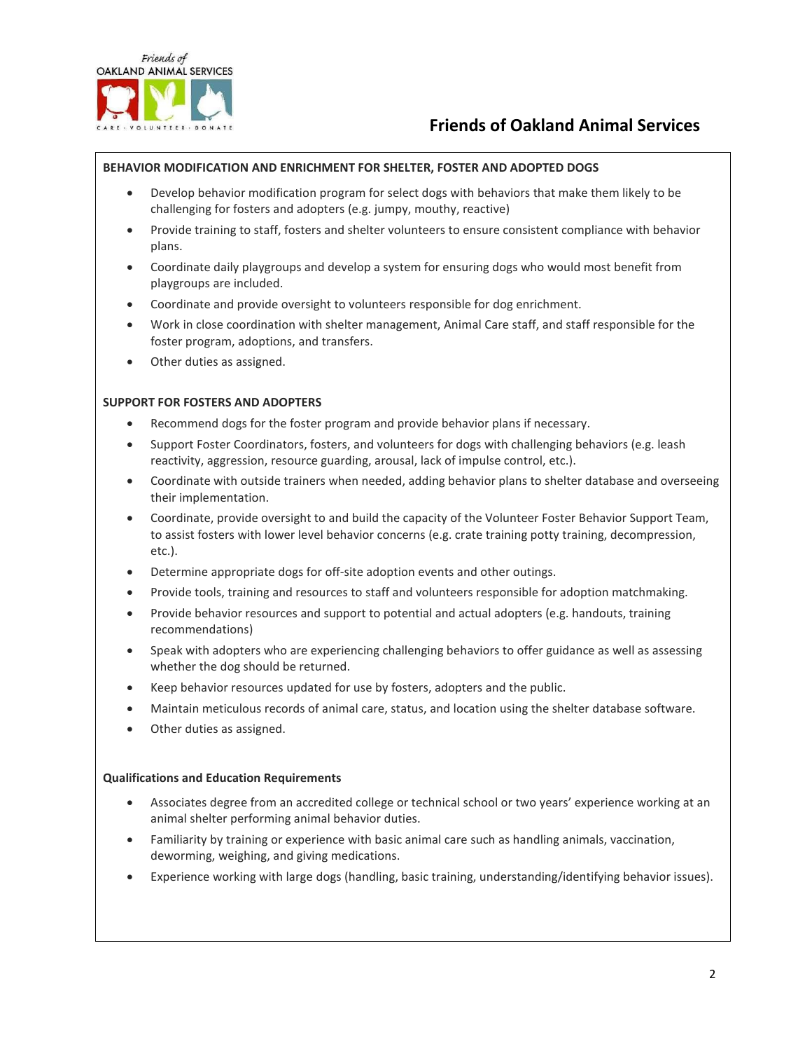**BEHAVIOR MODIFICATION AND ENRICHMENT FOR SHELTER, FOSTER AND ADOPTED DOGS**

- Develop behavior modification program for select dogs with behaviors that make them likely to be challenging for fosters and adopters (e.g. jumpy, mouthy, reactive)
- Provide training to staff, fosters and shelter volunteers to ensure consistent compliance with behavior plans.
- Coordinate daily playgroups and develop a system for ensuring dogs who would most benefit from playgroups are included.
- Coordinate and provide oversight to volunteers responsible for dog enrichment.
- Work in close coordination with shelter management, Animal Care staff, and staff responsible for the foster program, adoptions, and transfers.
- Other duties as assigned.

**SUPPORT FOR FOSTERS AND ADOPTERS**

- Recommend dogs for the foster program and provide behavior plans if necessary.
- Support Foster Coordinators, fosters, and volunteers for dogs with challenging behaviors (e.g. leash reactivity, aggression, resource guarding, arousal, lack of impulse control, etc.).
- Coordinate with outside trainers when needed, adding behavior plans to shelter database and overseeing their implementation.
- Coordinate, provide oversight to and build the capacity of the Volunteer Foster Behavior Support Team, to assist fosters with lower level behavior concerns (e.g. crate training potty training, decompression, etc.).
- Determine appropriate dogs for off-site adoption events and other outings.
- Provide tools, training and resources to staff and volunteers responsible for adoption matchmaking.
- Provide behavior resources and support to potential and actual adopters (e.g. handouts, training recommendations)
- Speak with adopters who are experiencing challenging behaviors to offer guidance as well as assessing whether the dog should be returned.
- Keep behavior resources updated for use by fosters, adopters and the public.
- Maintain meticulous records of animal care, status, and location using the shelter database software.
- Other duties as assigned.

**Qualifications and Education Requirements**

- Associates degree from an accredited college or technical school or two years' experience working at an animal shelter performing animal behavior duties.
- Familiarity by training or experience with basic animal care such as handling animals, vaccination, deworming, weighing, and giving medications.
- Experience working with large dogs (handling, basic training, understanding/identifying behavior issues).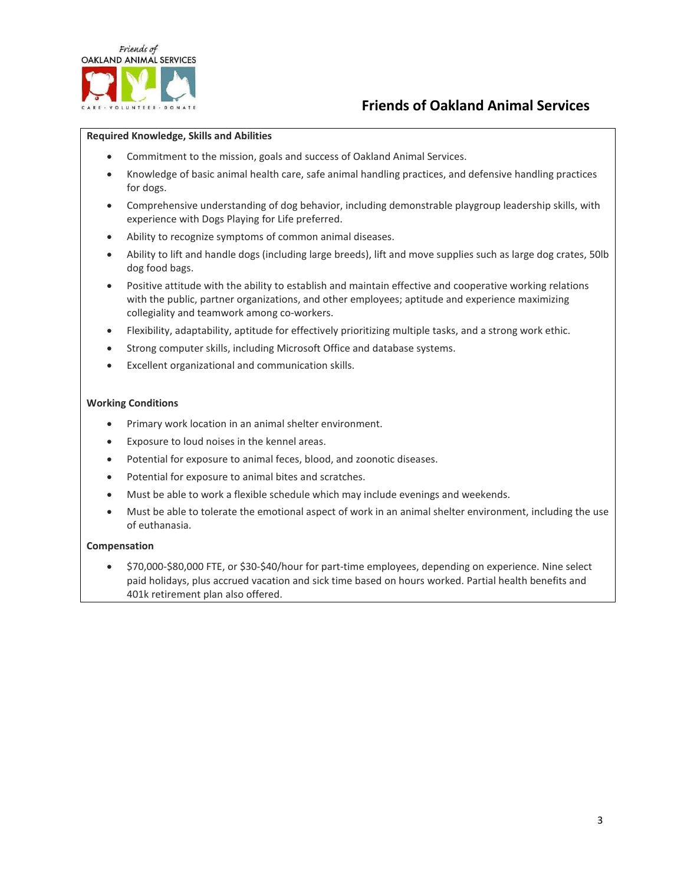## Friends of Oakland Animal Services

**Required Knowledge, Skills and Abilities**

- Commitment to the mission, goals and success of Oakland Animal Services.
- Knowledge of basic animal health care, safe animal handling practices, and defensive handling practices for dogs.
- Comprehensive understanding of dog behavior, including demonstrable playgroup leadership skills, with experience with Dogs Playing for Life preferred.
- Ability to recognize symptoms of common animal diseases.
- Ability to lift and handle dogs (including large breeds), lift and move supplies such as large dog crates, 50lb dog food bags.
- Positive attitude with the ability to establish and maintain effective and cooperative working relations with the public, partner organizations, and other employees; aptitude and experience maximizing collegiality and teamwork among co-workers.
- Flexibility, adaptability, aptitude for effectively prioritizing multiple tasks, and a strong work ethic.
- Strong computer skills, including Microsoft Office and database systems.
- Excellent organizational and communication skills.

**Working Conditions**

- Primary work location in an animal shelter environment.
- Exposure to loud noises in the kennel areas.
- Potential for exposure to animal feces, blood, and zoonotic diseases.
- Potential for exposure to animal bites and scratches.
- Must be able to work a flexible schedule which may include evenings and weekends.
- Must be able to tolerate the emotional aspect of work in an animal shelter environment, including the use of euthanasia.

**Compensation**

- $70,000-$80,000 FTE, or $30-$40/hour for part-time employees, depending on experience. Nine select paid holidays, plus accrued vacation and sick time based on hours worked. Partial health benefits and 401k retirement plan also offered.